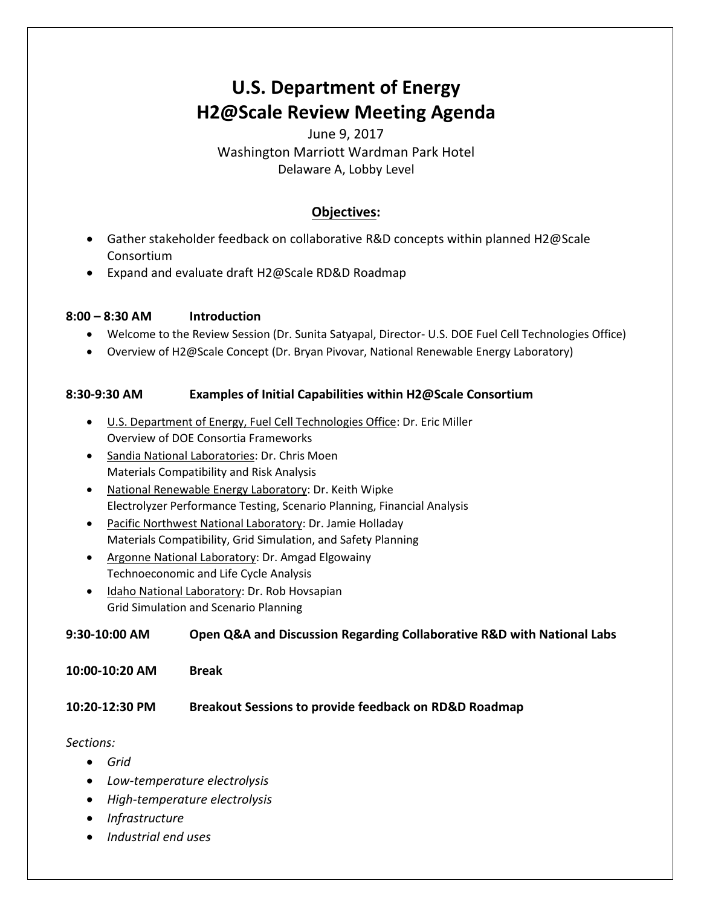# U.S. Department of Energy
# H2@Scale Review Meeting Agenda

June 9, 2017

Washington Marriott Wardman Park Hotel

Delaware A, Lobby Level

## Objectives:

- Gather stakeholder feedback on collaborative R&D concepts within planned H2@Scale Consortium
- Expand and evaluate draft H2@Scale RD&D Roadmap

**8:00 – 8:30 AM Introduction**

- Welcome to the Review Session (Dr. Sunita Satyapal, Director- U.S. DOE Fuel Cell Technologies Office)
- Overview of H2@Scale Concept (Dr. Bryan Pivovar, National Renewable Energy Laboratory)

**8:30-9:30 AM Examples of Initial Capabilities within H2@Scale Consortium**

- U.S. Department of Energy, Fuel Cell Technologies Office: Dr. Eric Miller
  Overview of DOE Consortia Frameworks
- Sandia National Laboratories: Dr. Chris Moen
  Materials Compatibility and Risk Analysis
- National Renewable Energy Laboratory: Dr. Keith Wipke
  Electrolyzer Performance Testing, Scenario Planning, Financial Analysis
- Pacific Northwest National Laboratory: Dr. Jamie Holladay
  Materials Compatibility, Grid Simulation, and Safety Planning
- Argonne National Laboratory: Dr. Amgad Elgowainy
  Technoeconomic and Life Cycle Analysis
- Idaho National Laboratory: Dr. Rob Hovsapian
  Grid Simulation and Scenario Planning

**9:30-10:00 AM Open Q&A and Discussion Regarding Collaborative R&D with National Labs**

**10:00-10:20 AM Break**

**10:20-12:30 PM Breakout Sessions to provide feedback on RD&D Roadmap**

*Sections:*

- *Grid*
- *Low-temperature electrolysis*
- *High-temperature electrolysis*
- *Infrastructure*
- *Industrial end uses*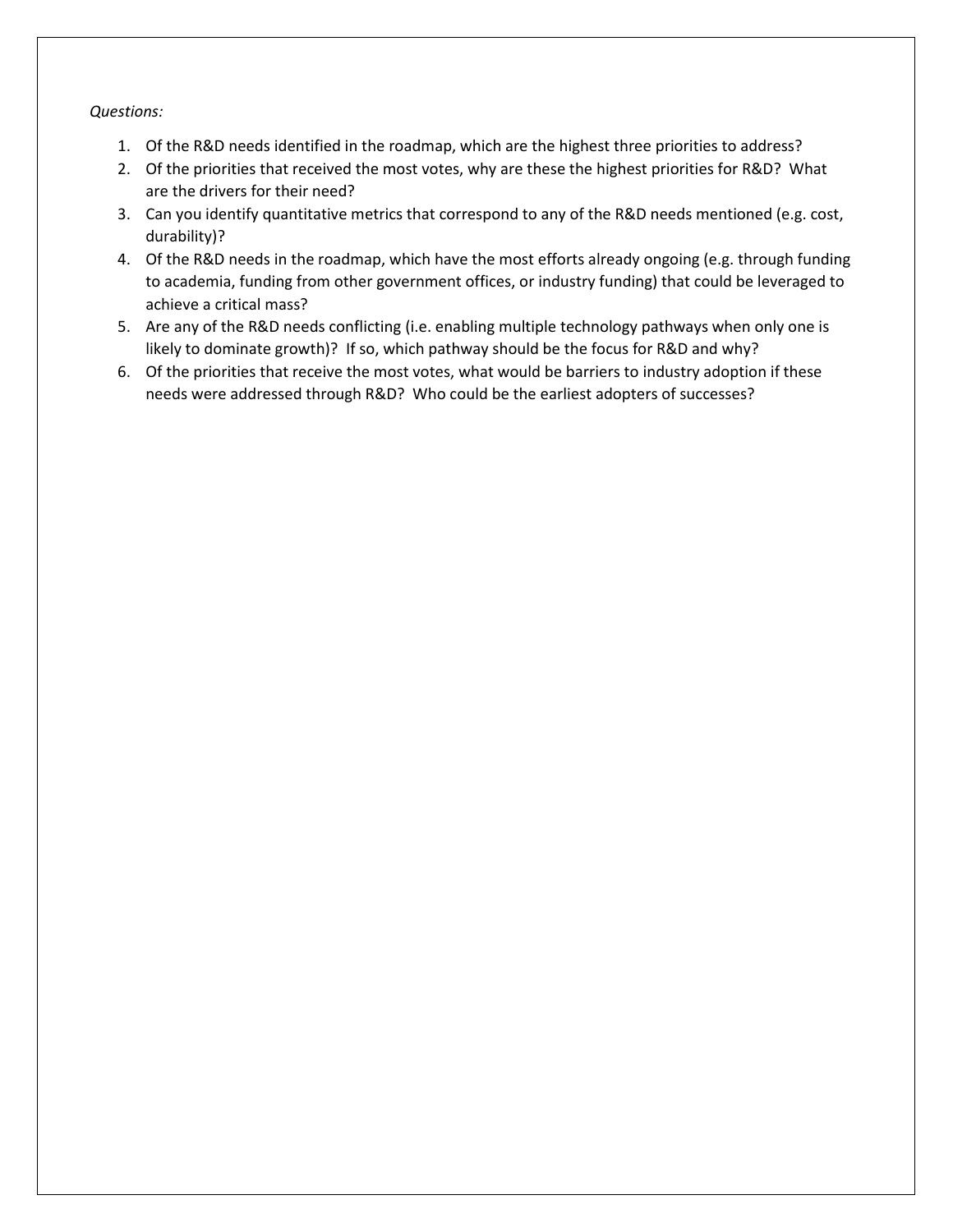*Questions:*

1. Of the R&D needs identified in the roadmap, which are the highest three priorities to address?
2. Of the priorities that received the most votes, why are these the highest priorities for R&D? What are the drivers for their need?
3. Can you identify quantitative metrics that correspond to any of the R&D needs mentioned (e.g. cost, durability)?
4. Of the R&D needs in the roadmap, which have the most efforts already ongoing (e.g. through funding to academia, funding from other government offices, or industry funding) that could be leveraged to achieve a critical mass?
5. Are any of the R&D needs conflicting (i.e. enabling multiple technology pathways when only one is likely to dominate growth)? If so, which pathway should be the focus for R&D and why?
6. Of the priorities that receive the most votes, what would be barriers to industry adoption if these needs were addressed through R&D? Who could be the earliest adopters of successes?